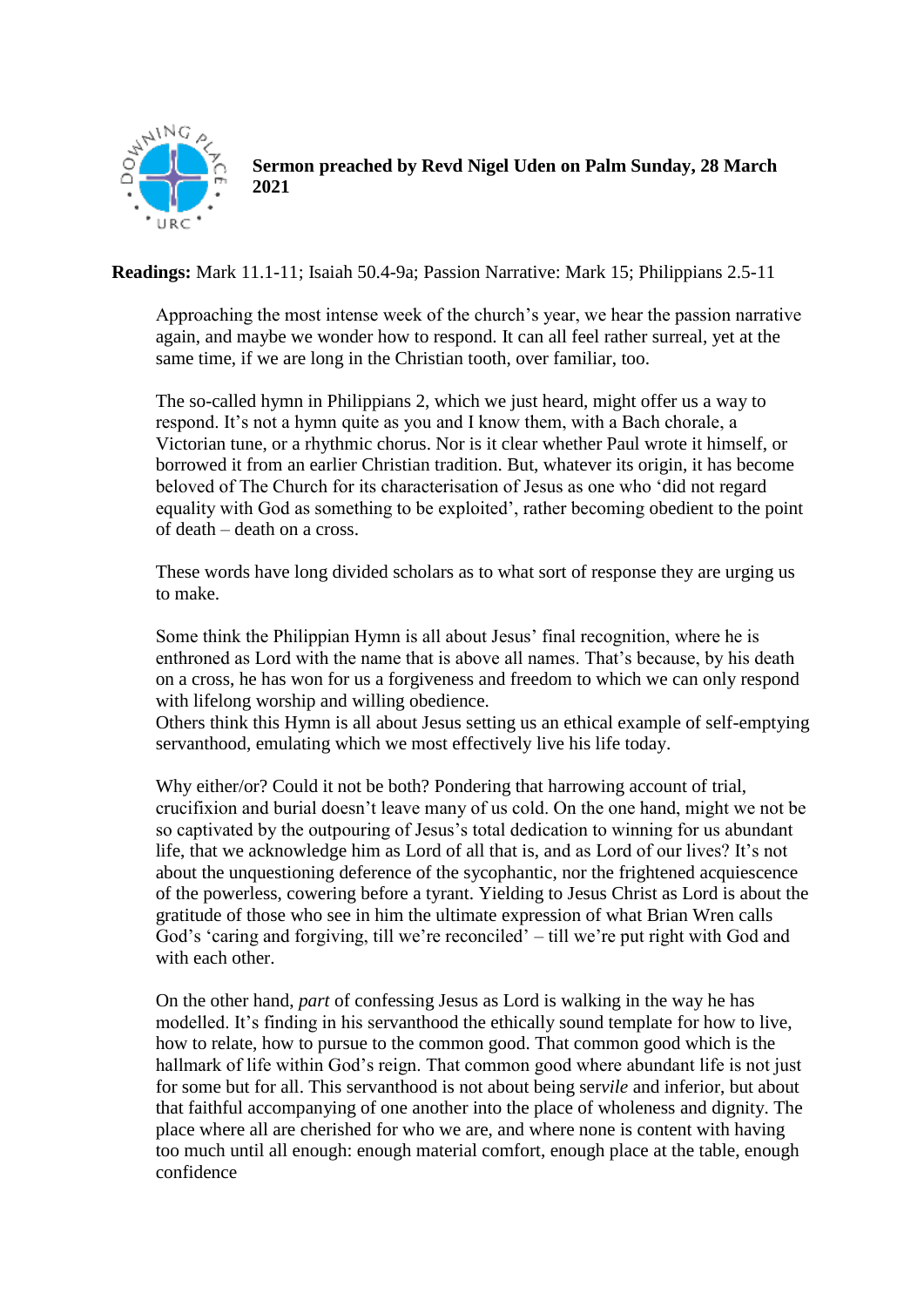**Sermon preached by Revd Nigel Uden on Palm Sunday, 28 March 2021**

**Readings:** Mark 11.1-11; Isaiah 50.4-9a; Passion Narrative: Mark 15; Philippians 2.5-11

Approaching the most intense week of the church's year, we hear the passion narrative again, and maybe we wonder how to respond. It can all feel rather surreal, yet at the same time, if we are long in the Christian tooth, over familiar, too.

The so-called hymn in Philippians 2, which we just heard, might offer us a way to respond. It's not a hymn quite as you and I know them, with a Bach chorale, a Victorian tune, or a rhythmic chorus. Nor is it clear whether Paul wrote it himself, or borrowed it from an earlier Christian tradition. But, whatever its origin, it has become beloved of The Church for its characterisation of Jesus as one who 'did not regard equality with God as something to be exploited', rather becoming obedient to the point of death – death on a cross.

These words have long divided scholars as to what sort of response they are urging us to make.

Some think the Philippian Hymn is all about Jesus' final recognition, where he is enthroned as Lord with the name that is above all names. That's because, by his death on a cross, he has won for us a forgiveness and freedom to which we can only respond with lifelong worship and willing obedience.
Others think this Hymn is all about Jesus setting us an ethical example of self-emptying servanthood, emulating which we most effectively live his life today.

Why either/or? Could it not be both? Pondering that harrowing account of trial, crucifixion and burial doesn't leave many of us cold. On the one hand, might we not be so captivated by the outpouring of Jesus's total dedication to winning for us abundant life, that we acknowledge him as Lord of all that is, and as Lord of our lives? It's not about the unquestioning deference of the sycophantic, nor the frightened acquiescence of the powerless, cowering before a tyrant. Yielding to Jesus Christ as Lord is about the gratitude of those who see in him the ultimate expression of what Brian Wren calls God's 'caring and forgiving, till we're reconciled' – till we're put right with God and with each other.

On the other hand, *part* of confessing Jesus as Lord is walking in the way he has modelled. It's finding in his servanthood the ethically sound template for how to live, how to relate, how to pursue to the common good. That common good which is the hallmark of life within God's reign. That common good where abundant life is not just for some but for all. This servanthood is not about being ser*vile* and inferior, but about that faithful accompanying of one another into the place of wholeness and dignity. The place where all are cherished for who we are, and where none is content with having too much until all enough: enough material comfort, enough place at the table, enough confidence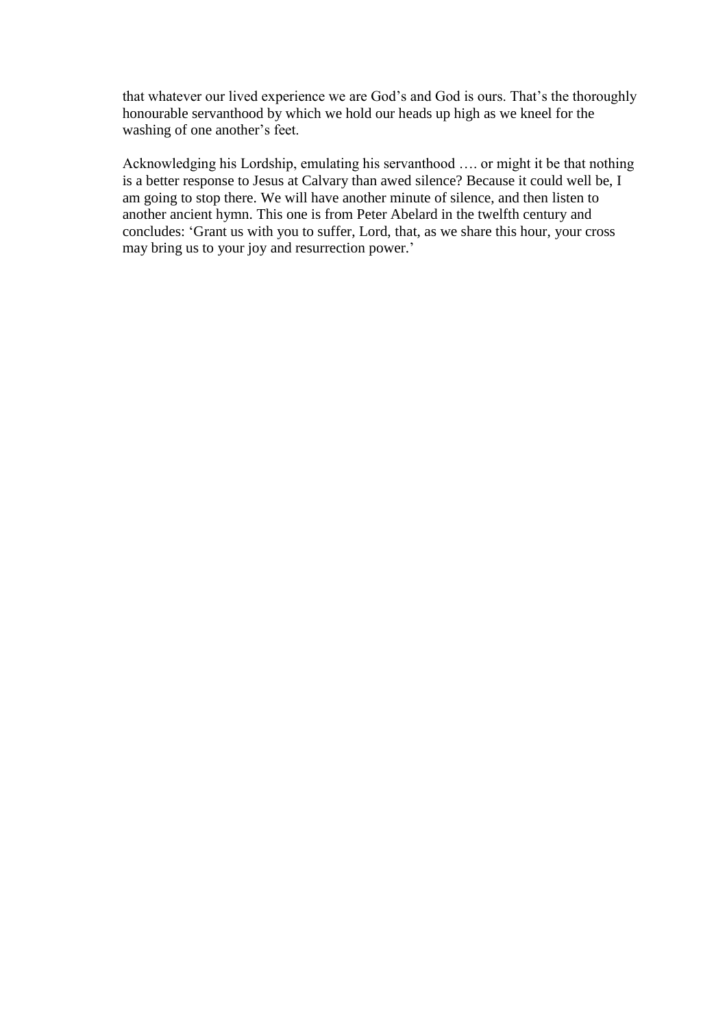that whatever our lived experience we are God's and God is ours. That's the thoroughly honourable servanthood by which we hold our heads up high as we kneel for the washing of one another's feet.

Acknowledging his Lordship, emulating his servanthood …. or might it be that nothing is a better response to Jesus at Calvary than awed silence? Because it could well be, I am going to stop there. We will have another minute of silence, and then listen to another ancient hymn. This one is from Peter Abelard in the twelfth century and concludes: 'Grant us with you to suffer, Lord, that, as we share this hour, your cross may bring us to your joy and resurrection power.'